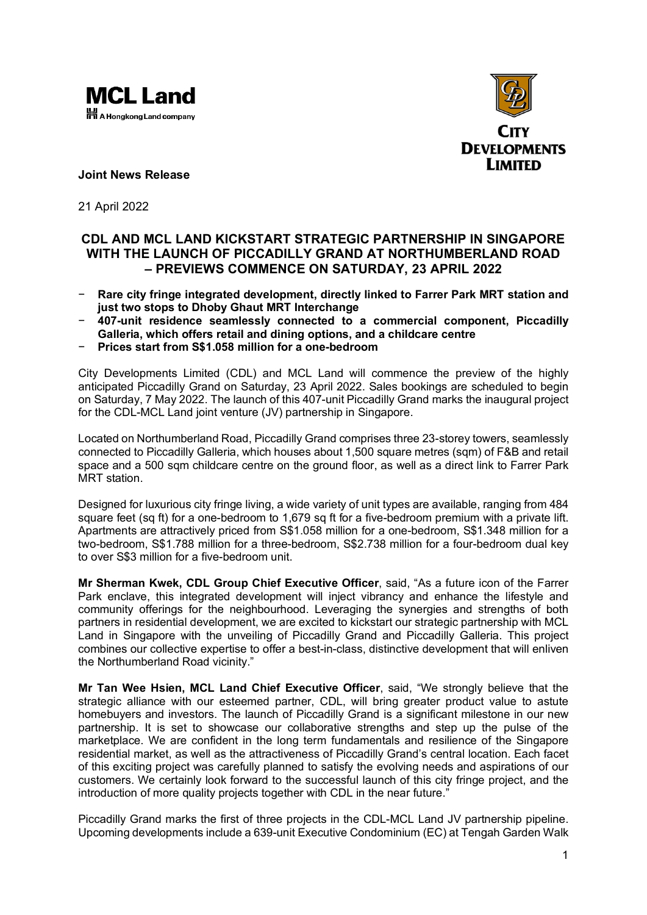MCL Land
A Hongkong Land company

CITY DEVELOPMENTS LIMITED

**Joint News Release**

21 April 2022

## CDL AND MCL LAND KICKSTART STRATEGIC PARTNERSHIP IN SINGAPORE WITH THE LAUNCH OF PICCADILLY GRAND AT NORTHUMBERLAND ROAD – PREVIEWS COMMENCE ON SATURDAY, 23 APRIL 2022

- **Rare city fringe integrated development, directly linked to Farrer Park MRT station and just two stops to Dhoby Ghaut MRT Interchange**
- **407-unit residence seamlessly connected to a commercial component, Piccadilly Galleria, which offers retail and dining options, and a childcare centre**
- **Prices start from S$1.058 million for a one-bedroom**

City Developments Limited (CDL) and MCL Land will commence the preview of the highly anticipated Piccadilly Grand on Saturday, 23 April 2022. Sales bookings are scheduled to begin on Saturday, 7 May 2022. The launch of this 407-unit Piccadilly Grand marks the inaugural project for the CDL-MCL Land joint venture (JV) partnership in Singapore.

Located on Northumberland Road, Piccadilly Grand comprises three 23-storey towers, seamlessly connected to Piccadilly Galleria, which houses about 1,500 square metres (sqm) of F&B and retail space and a 500 sqm childcare centre on the ground floor, as well as a direct link to Farrer Park MRT station.

Designed for luxurious city fringe living, a wide variety of unit types are available, ranging from 484 square feet (sq ft) for a one-bedroom to 1,679 sq ft for a five-bedroom premium with a private lift. Apartments are attractively priced from S$1.058 million for a one-bedroom, S$1.348 million for a two-bedroom, S$1.788 million for a three-bedroom, S$2.738 million for a four-bedroom dual key to over S$3 million for a five-bedroom unit.

**Mr Sherman Kwek, CDL Group Chief Executive Officer**, said, "As a future icon of the Farrer Park enclave, this integrated development will inject vibrancy and enhance the lifestyle and community offerings for the neighbourhood. Leveraging the synergies and strengths of both partners in residential development, we are excited to kickstart our strategic partnership with MCL Land in Singapore with the unveiling of Piccadilly Grand and Piccadilly Galleria. This project combines our collective expertise to offer a best-in-class, distinctive development that will enliven the Northumberland Road vicinity."

**Mr Tan Wee Hsien, MCL Land Chief Executive Officer**, said, "We strongly believe that the strategic alliance with our esteemed partner, CDL, will bring greater product value to astute homebuyers and investors. The launch of Piccadilly Grand is a significant milestone in our new partnership. It is set to showcase our collaborative strengths and step up the pulse of the marketplace. We are confident in the long term fundamentals and resilience of the Singapore residential market, as well as the attractiveness of Piccadilly Grand's central location. Each facet of this exciting project was carefully planned to satisfy the evolving needs and aspirations of our customers. We certainly look forward to the successful launch of this city fringe project, and the introduction of more quality projects together with CDL in the near future."

Piccadilly Grand marks the first of three projects in the CDL-MCL Land JV partnership pipeline. Upcoming developments include a 639-unit Executive Condominium (EC) at Tengah Garden Walk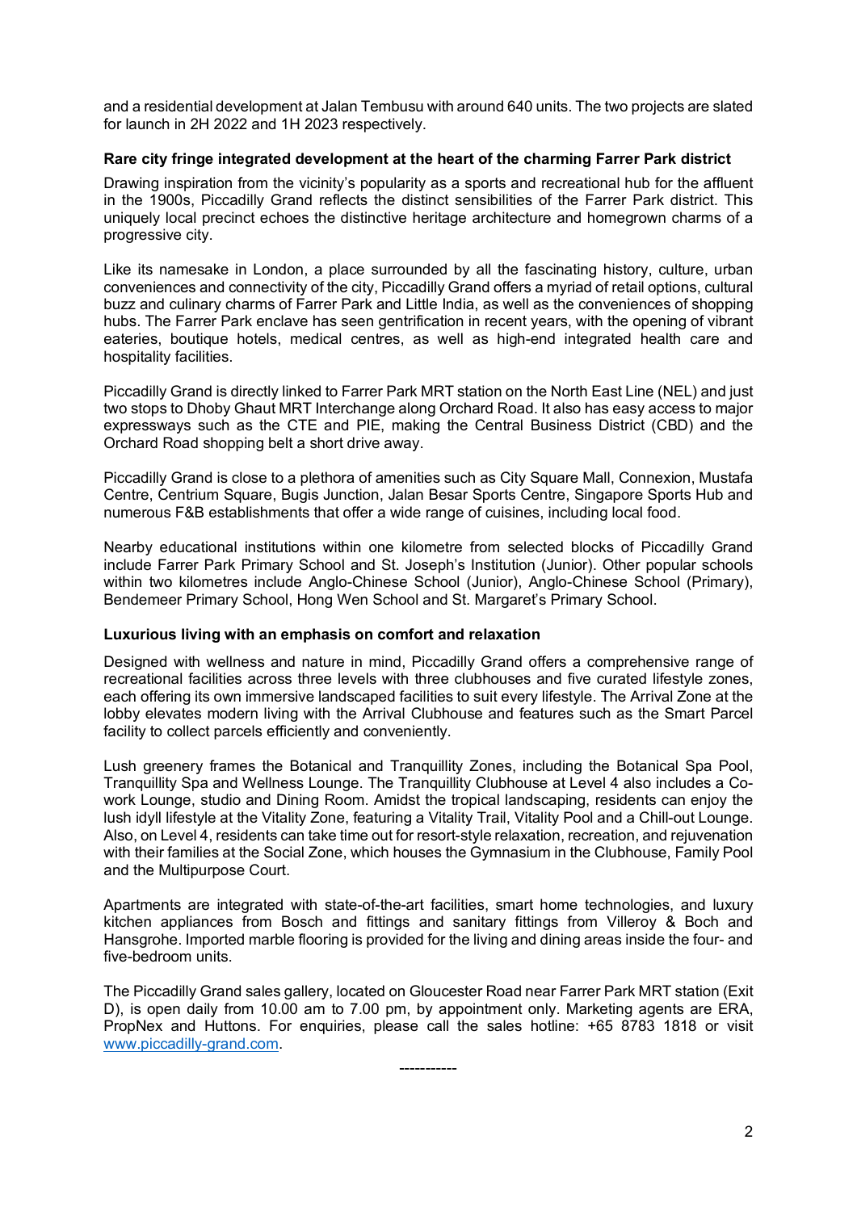and a residential development at Jalan Tembusu with around 640 units. The two projects are slated for launch in 2H 2022 and 1H 2023 respectively.

**Rare city fringe integrated development at the heart of the charming Farrer Park district**

Drawing inspiration from the vicinity's popularity as a sports and recreational hub for the affluent in the 1900s, Piccadilly Grand reflects the distinct sensibilities of the Farrer Park district. This uniquely local precinct echoes the distinctive heritage architecture and homegrown charms of a progressive city.

Like its namesake in London, a place surrounded by all the fascinating history, culture, urban conveniences and connectivity of the city, Piccadilly Grand offers a myriad of retail options, cultural buzz and culinary charms of Farrer Park and Little India, as well as the conveniences of shopping hubs. The Farrer Park enclave has seen gentrification in recent years, with the opening of vibrant eateries, boutique hotels, medical centres, as well as high-end integrated health care and hospitality facilities.

Piccadilly Grand is directly linked to Farrer Park MRT station on the North East Line (NEL) and just two stops to Dhoby Ghaut MRT Interchange along Orchard Road. It also has easy access to major expressways such as the CTE and PIE, making the Central Business District (CBD) and the Orchard Road shopping belt a short drive away.

Piccadilly Grand is close to a plethora of amenities such as City Square Mall, Connexion, Mustafa Centre, Centrium Square, Bugis Junction, Jalan Besar Sports Centre, Singapore Sports Hub and numerous F&B establishments that offer a wide range of cuisines, including local food.

Nearby educational institutions within one kilometre from selected blocks of Piccadilly Grand include Farrer Park Primary School and St. Joseph's Institution (Junior). Other popular schools within two kilometres include Anglo-Chinese School (Junior), Anglo-Chinese School (Primary), Bendemeer Primary School, Hong Wen School and St. Margaret's Primary School.

**Luxurious living with an emphasis on comfort and relaxation**

Designed with wellness and nature in mind, Piccadilly Grand offers a comprehensive range of recreational facilities across three levels with three clubhouses and five curated lifestyle zones, each offering its own immersive landscaped facilities to suit every lifestyle. The Arrival Zone at the lobby elevates modern living with the Arrival Clubhouse and features such as the Smart Parcel facility to collect parcels efficiently and conveniently.

Lush greenery frames the Botanical and Tranquillity Zones, including the Botanical Spa Pool, Tranquillity Spa and Wellness Lounge. The Tranquillity Clubhouse at Level 4 also includes a Co-work Lounge, studio and Dining Room. Amidst the tropical landscaping, residents can enjoy the lush idyll lifestyle at the Vitality Zone, featuring a Vitality Trail, Vitality Pool and a Chill-out Lounge. Also, on Level 4, residents can take time out for resort-style relaxation, recreation, and rejuvenation with their families at the Social Zone, which houses the Gymnasium in the Clubhouse, Family Pool and the Multipurpose Court.

Apartments are integrated with state-of-the-art facilities, smart home technologies, and luxury kitchen appliances from Bosch and fittings and sanitary fittings from Villeroy & Boch and Hansgrohe. Imported marble flooring is provided for the living and dining areas inside the four- and five-bedroom units.

The Piccadilly Grand sales gallery, located on Gloucester Road near Farrer Park MRT station (Exit D), is open daily from 10.00 am to 7.00 pm, by appointment only. Marketing agents are ERA, PropNex and Huttons. For enquiries, please call the sales hotline: +65 8783 1818 or visit www.piccadilly-grand.com.

-----------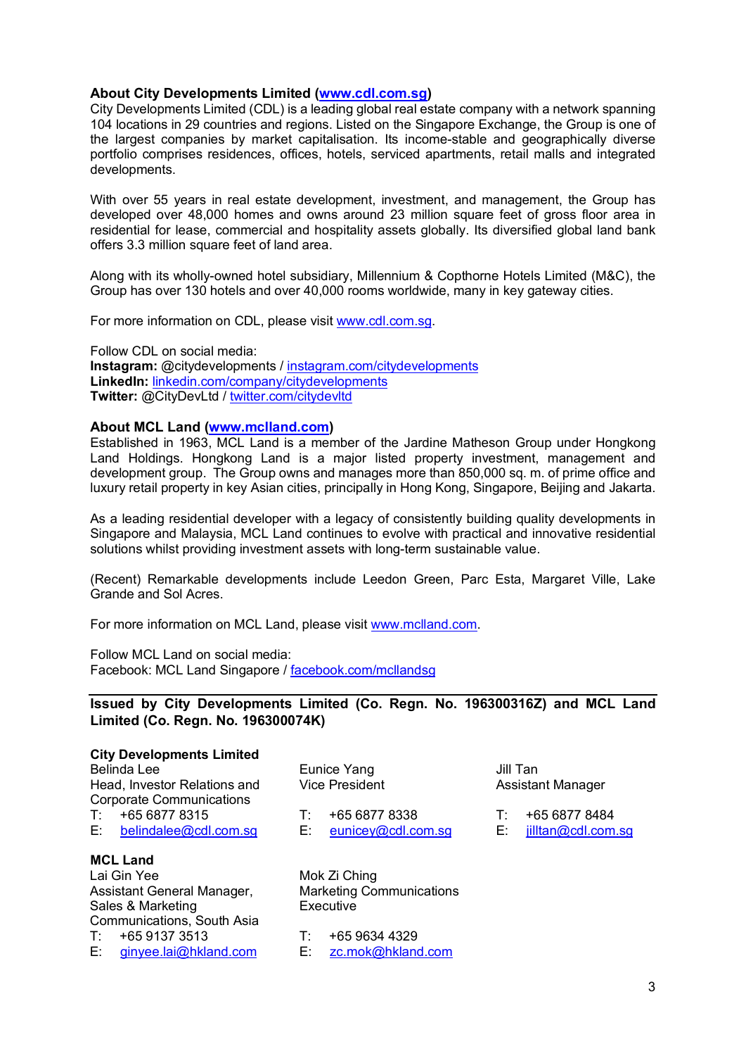**About City Developments Limited (www.cdl.com.sg)**

City Developments Limited (CDL) is a leading global real estate company with a network spanning 104 locations in 29 countries and regions. Listed on the Singapore Exchange, the Group is one of the largest companies by market capitalisation. Its income-stable and geographically diverse portfolio comprises residences, offices, hotels, serviced apartments, retail malls and integrated developments.

With over 55 years in real estate development, investment, and management, the Group has developed over 48,000 homes and owns around 23 million square feet of gross floor area in residential for lease, commercial and hospitality assets globally. Its diversified global land bank offers 3.3 million square feet of land area.

Along with its wholly-owned hotel subsidiary, Millennium & Copthorne Hotels Limited (M&C), the Group has over 130 hotels and over 40,000 rooms worldwide, many in key gateway cities.

For more information on CDL, please visit www.cdl.com.sg.

Follow CDL on social media:
**Instagram:** @citydevelopments / instagram.com/citydevelopments
**LinkedIn:** linkedin.com/company/citydevelopments
**Twitter:** @CityDevLtd / twitter.com/citydevltd

**About MCL Land (www.mclland.com)**

Established in 1963, MCL Land is a member of the Jardine Matheson Group under Hongkong Land Holdings. Hongkong Land is a major listed property investment, management and development group. The Group owns and manages more than 850,000 sq. m. of prime office and luxury retail property in key Asian cities, principally in Hong Kong, Singapore, Beijing and Jakarta.

As a leading residential developer with a legacy of consistently building quality developments in Singapore and Malaysia, MCL Land continues to evolve with practical and innovative residential solutions whilst providing investment assets with long-term sustainable value.

(Recent) Remarkable developments include Leedon Green, Parc Esta, Margaret Ville, Lake Grande and Sol Acres.

For more information on MCL Land, please visit www.mclland.com.

Follow MCL Land on social media:
Facebook: MCL Land Singapore / facebook.com/mcllandsg

**Issued by City Developments Limited (Co. Regn. No. 196300316Z) and MCL Land Limited (Co. Regn. No. 196300074K)**

**City Developments Limited**

Belinda Lee
Head, Investor Relations and Corporate Communications
T: +65 6877 8315
E: belindalee@cdl.com.sg

Eunice Yang
Vice President
T: +65 6877 8338
E: eunicey@cdl.com.sg

Jill Tan
Assistant Manager
T: +65 6877 8484
E: jilltan@cdl.com.sg

**MCL Land**

Lai Gin Yee
Assistant General Manager, Sales & Marketing Communications, South Asia
T: +65 9137 3513
E: ginyee.lai@hkland.com

Mok Zi Ching
Marketing Communications Executive
T: +65 9634 4329
E: zc.mok@hkland.com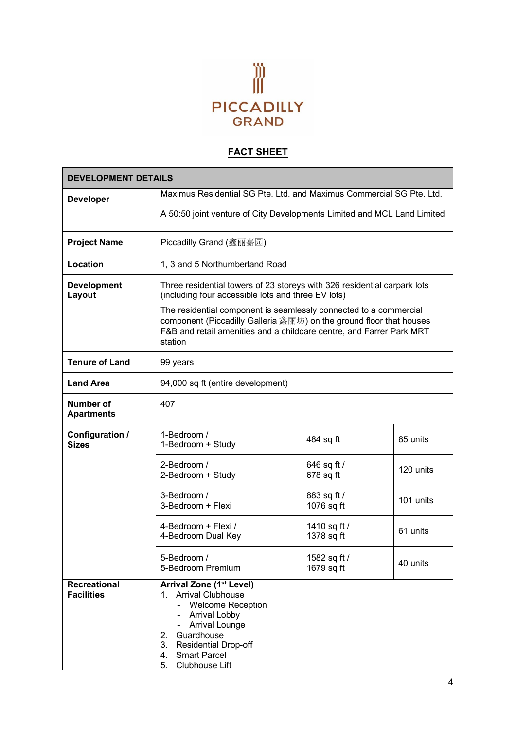PICCADILLY GRAND

## FACT SHEET

| DEVELOPMENT DETAILS | | | |
|---|---|---|---|
| **Developer** | Maximus Residential SG Pte. Ltd. and Maximus Commercial SG Pte. Ltd.<br><br>A 50:50 joint venture of City Developments Limited and MCL Land Limited | | |
| **Project Name** | Piccadilly Grand (鑫丽嘉园) | | |
| **Location** | 1, 3 and 5 Northumberland Road | | |
| **Development Layout** | Three residential towers of 23 storeys with 326 residential carpark lots (including four accessible lots and three EV lots)<br><br>The residential component is seamlessly connected to a commercial component (Piccadilly Galleria 鑫丽坊) on the ground floor that houses F&B and retail amenities and a childcare centre, and Farrer Park MRT station | | |
| **Tenure of Land** | 99 years | | |
| **Land Area** | 94,000 sq ft (entire development) | | |
| **Number of Apartments** | 407 | | |
| **Configuration / Sizes** | 1-Bedroom /<br>1-Bedroom + Study | 484 sq ft | 85 units |
| | 2-Bedroom /<br>2-Bedroom + Study | 646 sq ft /<br>678 sq ft | 120 units |
| | 3-Bedroom /<br>3-Bedroom + Flexi | 883 sq ft /<br>1076 sq ft | 101 units |
| | 4-Bedroom + Flexi /<br>4-Bedroom Dual Key | 1410 sq ft /<br>1378 sq ft | 61 units |
| | 5-Bedroom /<br>5-Bedroom Premium | 1582 sq ft /<br>1679 sq ft | 40 units |
| **Recreational Facilities** | **Arrival Zone (1st Level)**<br>1. Arrival Clubhouse<br>- Welcome Reception<br>- Arrival Lobby<br>- Arrival Lounge<br>2. Guardhouse<br>3. Residential Drop-off<br>4. Smart Parcel<br>5. Clubhouse Lift | | |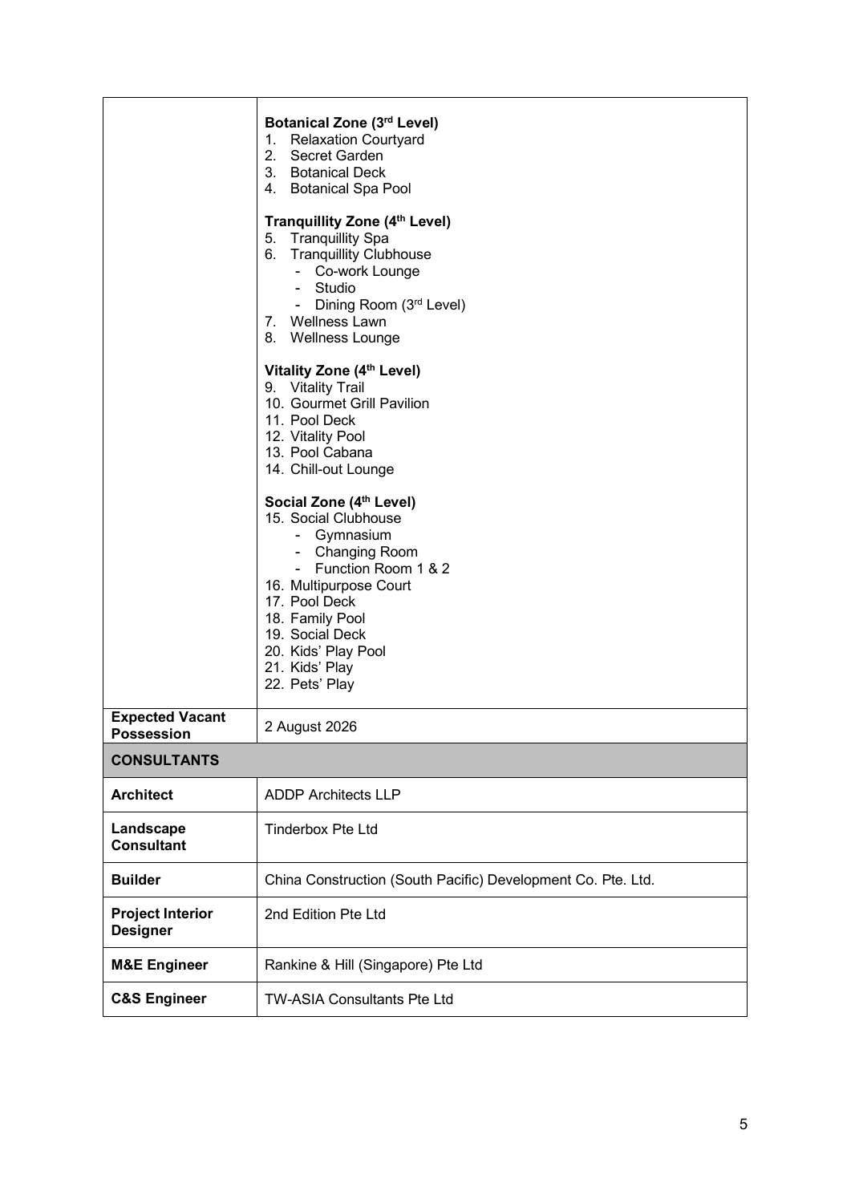| | |
|---|---|
| | **Botanical Zone (3rd Level)**<br>1. Relaxation Courtyard<br>2. Secret Garden<br>3. Botanical Deck<br>4. Botanical Spa Pool<br><br>**Tranquillity Zone (4th Level)**<br>5. Tranquillity Spa<br>6. Tranquillity Clubhouse<br>- Co-work Lounge<br>- Studio<br>- Dining Room (3rd Level)<br>7. Wellness Lawn<br>8. Wellness Lounge<br><br>**Vitality Zone (4th Level)**<br>9. Vitality Trail<br>10. Gourmet Grill Pavilion<br>11. Pool Deck<br>12. Vitality Pool<br>13. Pool Cabana<br>14. Chill-out Lounge<br><br>**Social Zone (4th Level)**<br>15. Social Clubhouse<br>- Gymnasium<br>- Changing Room<br>- Function Room 1 & 2<br>16. Multipurpose Court<br>17. Pool Deck<br>18. Family Pool<br>19. Social Deck<br>20. Kids' Play Pool<br>21. Kids' Play<br>22. Pets' Play |
| **Expected Vacant Possession** | 2 August 2026 |
| **CONSULTANTS** | |
| **Architect** | ADDP Architects LLP |
| **Landscape Consultant** | Tinderbox Pte Ltd |
| **Builder** | China Construction (South Pacific) Development Co. Pte. Ltd. |
| **Project Interior Designer** | 2nd Edition Pte Ltd |
| **M&E Engineer** | Rankine & Hill (Singapore) Pte Ltd |
| **C&S Engineer** | TW-ASIA Consultants Pte Ltd |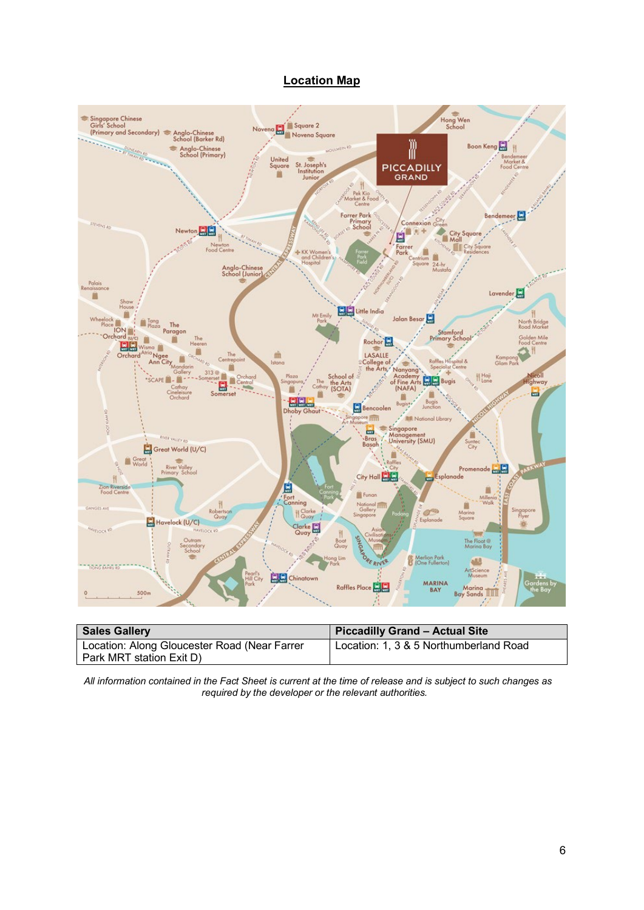## Location Map

| Sales Gallery | Piccadilly Grand – Actual Site |
|---|---|
| Location: Along Gloucester Road (Near Farrer Park MRT station Exit D) | Location: 1, 3 & 5 Northumberland Road |

*All information contained in the Fact Sheet is current at the time of release and is subject to such changes as required by the developer or the relevant authorities.*